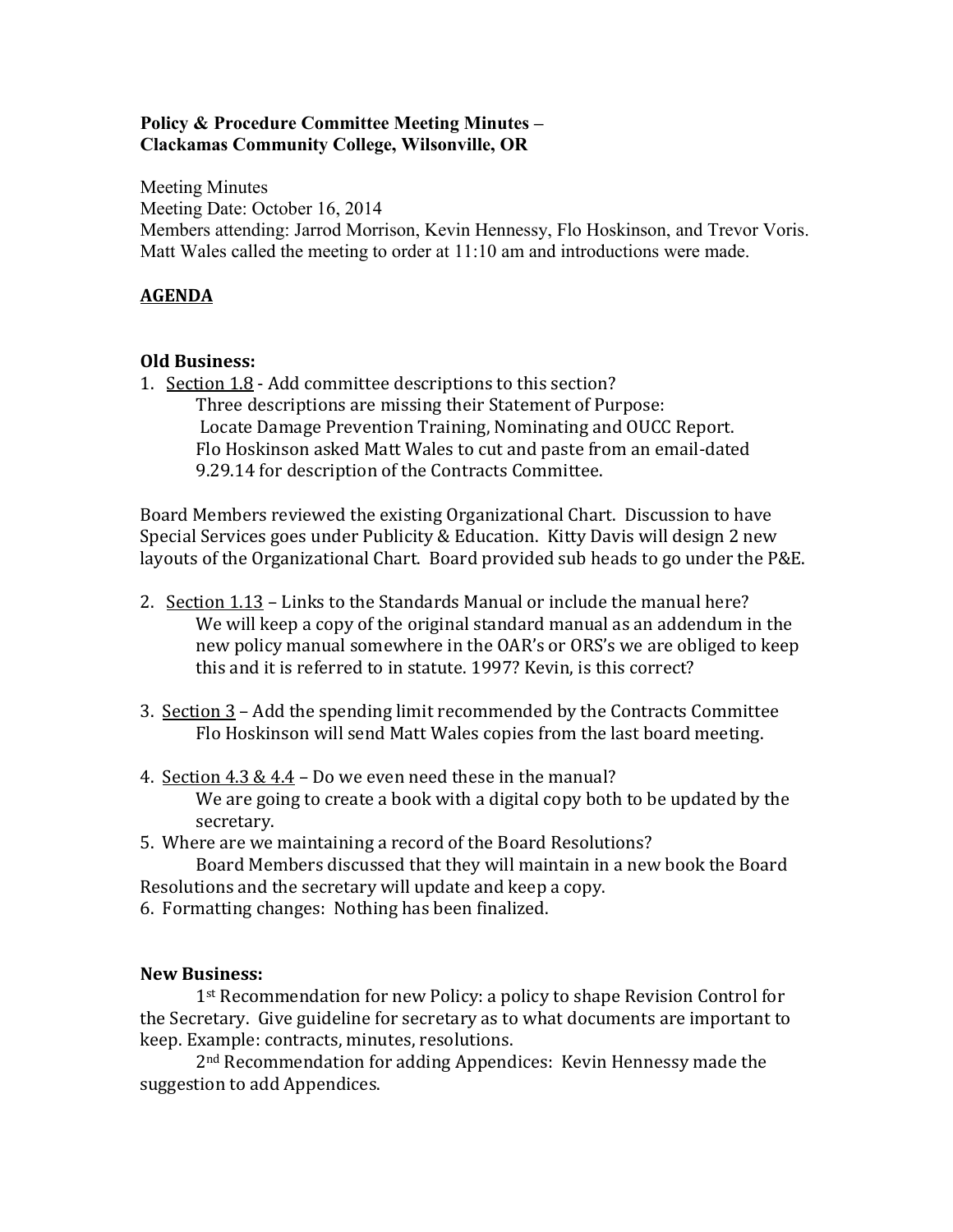**Policy & Procedure Committee Meeting Minutes –**
**Clackamas Community College, Wilsonville, OR**

Meeting Minutes
Meeting Date: October 16, 2014
Members attending: Jarrod Morrison, Kevin Hennessy, Flo Hoskinson, and Trevor Voris.
Matt Wales called the meeting to order at 11:10 am and introductions were made.

**AGENDA**

**Old Business:**

1. Section 1.8 - Add committee descriptions to this section?
   Three descriptions are missing their Statement of Purpose:
   Locate Damage Prevention Training, Nominating and OUCC Report.
   Flo Hoskinson asked Matt Wales to cut and paste from an email-dated 9.29.14 for description of the Contracts Committee.

Board Members reviewed the existing Organizational Chart. Discussion to have Special Services goes under Publicity & Education. Kitty Davis will design 2 new layouts of the Organizational Chart. Board provided sub heads to go under the P&E.

2. Section 1.13 – Links to the Standards Manual or include the manual here?
   We will keep a copy of the original standard manual as an addendum in the new policy manual somewhere in the OAR's or ORS's we are obliged to keep this and it is referred to in statute. 1997? Kevin, is this correct?

3. Section 3 – Add the spending limit recommended by the Contracts Committee
   Flo Hoskinson will send Matt Wales copies from the last board meeting.

4. Section 4.3 & 4.4 – Do we even need these in the manual?
   We are going to create a book with a digital copy both to be updated by the secretary.
5. Where are we maintaining a record of the Board Resolutions?
   Board Members discussed that they will maintain in a new book the Board Resolutions and the secretary will update and keep a copy.
6. Formatting changes: Nothing has been finalized.

**New Business:**

1st Recommendation for new Policy: a policy to shape Revision Control for the Secretary. Give guideline for secretary as to what documents are important to keep. Example: contracts, minutes, resolutions.

2nd Recommendation for adding Appendices: Kevin Hennessy made the suggestion to add Appendices.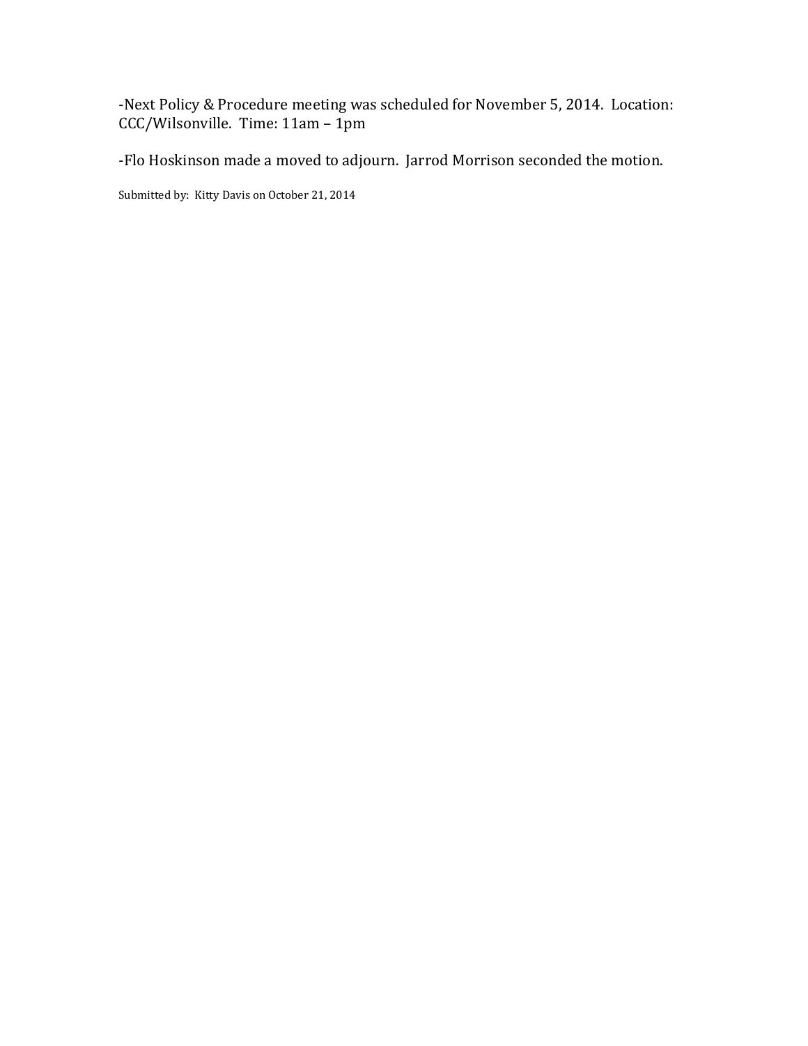-Next Policy & Procedure meeting was scheduled for November 5, 2014. Location: CCC/Wilsonville. Time: 11am – 1pm

-Flo Hoskinson made a moved to adjourn. Jarrod Morrison seconded the motion.

Submitted by: Kitty Davis on October 21, 2014